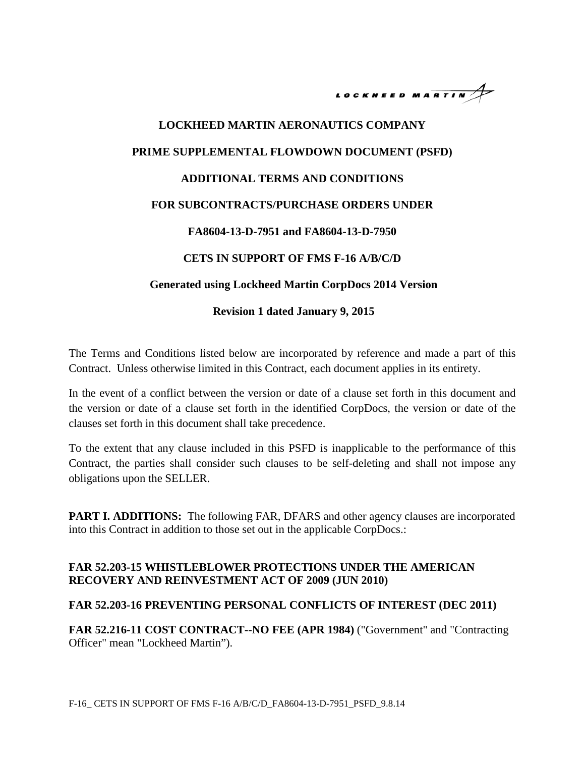LOCKHEED MARTIN

# LOCKHEED MARTIN AERONAUTICS COMPANY

## PRIME SUPPLEMENTAL FLOWDOWN DOCUMENT (PSFD)

## ADDITIONAL TERMS AND CONDITIONS

## FOR SUBCONTRACTS/PURCHASE ORDERS UNDER

## FA8604-13-D-7951 and FA8604-13-D-7950

## CETS IN SUPPORT OF FMS F-16 A/B/C/D

**Generated using Lockheed Martin CorpDocs 2014 Version**

**Revision 1 dated January 9, 2015**

The Terms and Conditions listed below are incorporated by reference and made a part of this Contract. Unless otherwise limited in this Contract, each document applies in its entirety.

In the event of a conflict between the version or date of a clause set forth in this document and the version or date of a clause set forth in the identified CorpDocs, the version or date of the clauses set forth in this document shall take precedence.

To the extent that any clause included in this PSFD is inapplicable to the performance of this Contract, the parties shall consider such clauses to be self-deleting and shall not impose any obligations upon the SELLER.

**PART I. ADDITIONS:** The following FAR, DFARS and other agency clauses are incorporated into this Contract in addition to those set out in the applicable CorpDocs.:

**FAR 52.203-15 WHISTLEBLOWER PROTECTIONS UNDER THE AMERICAN RECOVERY AND REINVESTMENT ACT OF 2009 (JUN 2010)**

**FAR 52.203-16 PREVENTING PERSONAL CONFLICTS OF INTEREST (DEC 2011)**

**FAR 52.216-11 COST CONTRACT--NO FEE (APR 1984)** ("Government" and "Contracting Officer" mean "Lockheed Martin").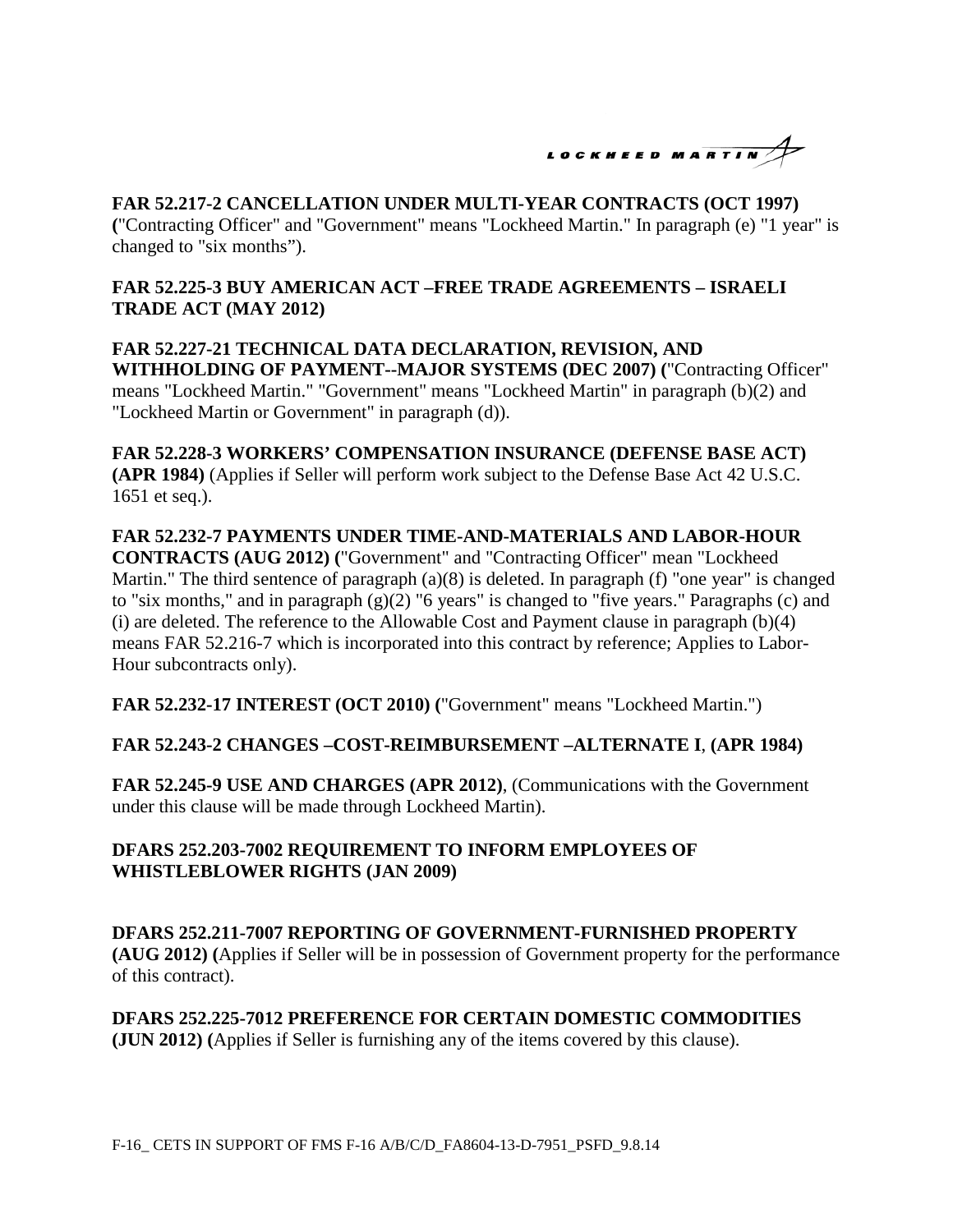**FAR 52.217-2 CANCELLATION UNDER MULTI-YEAR CONTRACTS (OCT 1997) (**"Contracting Officer" and "Government" means "Lockheed Martin." In paragraph (e) "1 year" is changed to "six months").

**FAR 52.225-3 BUY AMERICAN ACT –FREE TRADE AGREEMENTS – ISRAELI TRADE ACT (MAY 2012)**

**FAR 52.227-21 TECHNICAL DATA DECLARATION, REVISION, AND WITHHOLDING OF PAYMENT--MAJOR SYSTEMS (DEC 2007) (**"Contracting Officer" means "Lockheed Martin." "Government" means "Lockheed Martin" in paragraph (b)(2) and "Lockheed Martin or Government" in paragraph (d)).

**FAR 52.228-3 WORKERS' COMPENSATION INSURANCE (DEFENSE BASE ACT) (APR 1984)** (Applies if Seller will perform work subject to the Defense Base Act 42 U.S.C. 1651 et seq.).

**FAR 52.232-7 PAYMENTS UNDER TIME-AND-MATERIALS AND LABOR-HOUR CONTRACTS (AUG 2012) (**"Government" and "Contracting Officer" mean "Lockheed Martin." The third sentence of paragraph (a)(8) is deleted. In paragraph (f) "one year" is changed to "six months," and in paragraph (g)(2) "6 years" is changed to "five years." Paragraphs (c) and (i) are deleted. The reference to the Allowable Cost and Payment clause in paragraph (b)(4) means FAR 52.216-7 which is incorporated into this contract by reference; Applies to Labor-Hour subcontracts only).

**FAR 52.232-17 INTEREST (OCT 2010) (**"Government" means "Lockheed Martin.")

**FAR 52.243-2 CHANGES –COST-REIMBURSEMENT –ALTERNATE I**, **(APR 1984)**

**FAR 52.245-9 USE AND CHARGES (APR 2012)**, (Communications with the Government under this clause will be made through Lockheed Martin).

**DFARS 252.203-7002 REQUIREMENT TO INFORM EMPLOYEES OF WHISTLEBLOWER RIGHTS (JAN 2009)**

**DFARS 252.211-7007 REPORTING OF GOVERNMENT-FURNISHED PROPERTY (AUG 2012) (**Applies if Seller will be in possession of Government property for the performance of this contract).

**DFARS 252.225-7012 PREFERENCE FOR CERTAIN DOMESTIC COMMODITIES (JUN 2012) (**Applies if Seller is furnishing any of the items covered by this clause).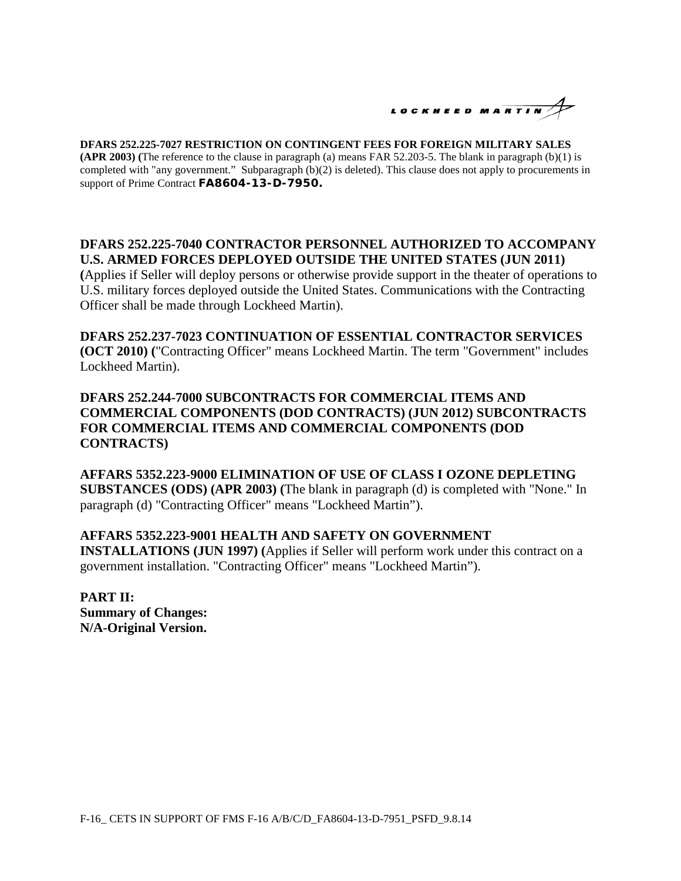**DFARS 252.225-7027 RESTRICTION ON CONTINGENT FEES FOR FOREIGN MILITARY SALES (APR 2003) (**The reference to the clause in paragraph (a) means FAR 52.203-5. The blank in paragraph (b)(1) is completed with "any government." Subparagraph (b)(2) is deleted). This clause does not apply to procurements in support of Prime Contract **FA8604-13-D-7950.**

**DFARS 252.225-7040 CONTRACTOR PERSONNEL AUTHORIZED TO ACCOMPANY U.S. ARMED FORCES DEPLOYED OUTSIDE THE UNITED STATES (JUN 2011) (**Applies if Seller will deploy persons or otherwise provide support in the theater of operations to U.S. military forces deployed outside the United States. Communications with the Contracting Officer shall be made through Lockheed Martin).

**DFARS 252.237-7023 CONTINUATION OF ESSENTIAL CONTRACTOR SERVICES (OCT 2010) (**"Contracting Officer" means Lockheed Martin. The term "Government" includes Lockheed Martin).

**DFARS 252.244-7000 SUBCONTRACTS FOR COMMERCIAL ITEMS AND COMMERCIAL COMPONENTS (DOD CONTRACTS) (JUN 2012) SUBCONTRACTS FOR COMMERCIAL ITEMS AND COMMERCIAL COMPONENTS (DOD CONTRACTS)**

**AFFARS 5352.223-9000 ELIMINATION OF USE OF CLASS I OZONE DEPLETING SUBSTANCES (ODS) (APR 2003) (**The blank in paragraph (d) is completed with "None." In paragraph (d) "Contracting Officer" means "Lockheed Martin").

**AFFARS 5352.223-9001 HEALTH AND SAFETY ON GOVERNMENT INSTALLATIONS (JUN 1997) (**Applies if Seller will perform work under this contract on a government installation. "Contracting Officer" means "Lockheed Martin").

**PART II:**
**Summary of Changes:**
**N/A-Original Version.**